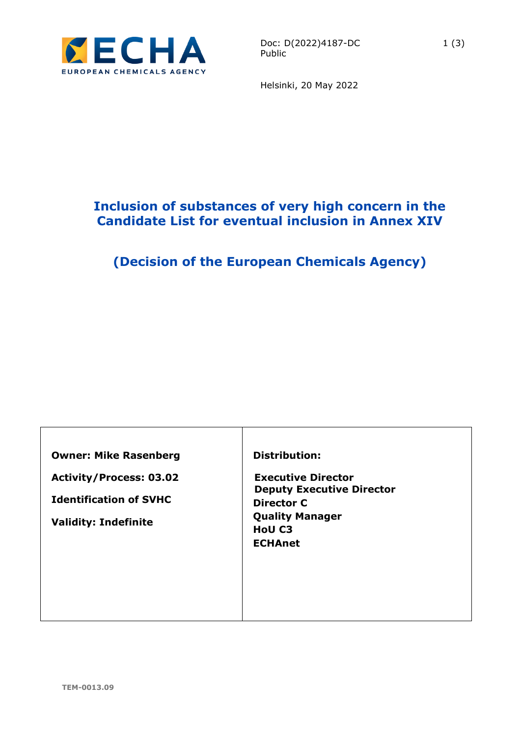Doc: D(2022)4187-DC
Public

Helsinki, 20 May 2022

# Inclusion of substances of very high concern in the Candidate List for eventual inclusion in Annex XIV

## (Decision of the European Chemicals Agency)

| **Owner: Mike Rasenberg**<br><br>**Activity/Process: 03.02**<br><br>**Identification of SVHC**<br><br>**Validity: Indefinite** | **Distribution:**<br><br>**Executive Director**<br>**Deputy Executive Director**<br>**Director C**<br>**Quality Manager**<br>**HoU C3**<br>**ECHAnet** |
|---|---|

TEM-0013.09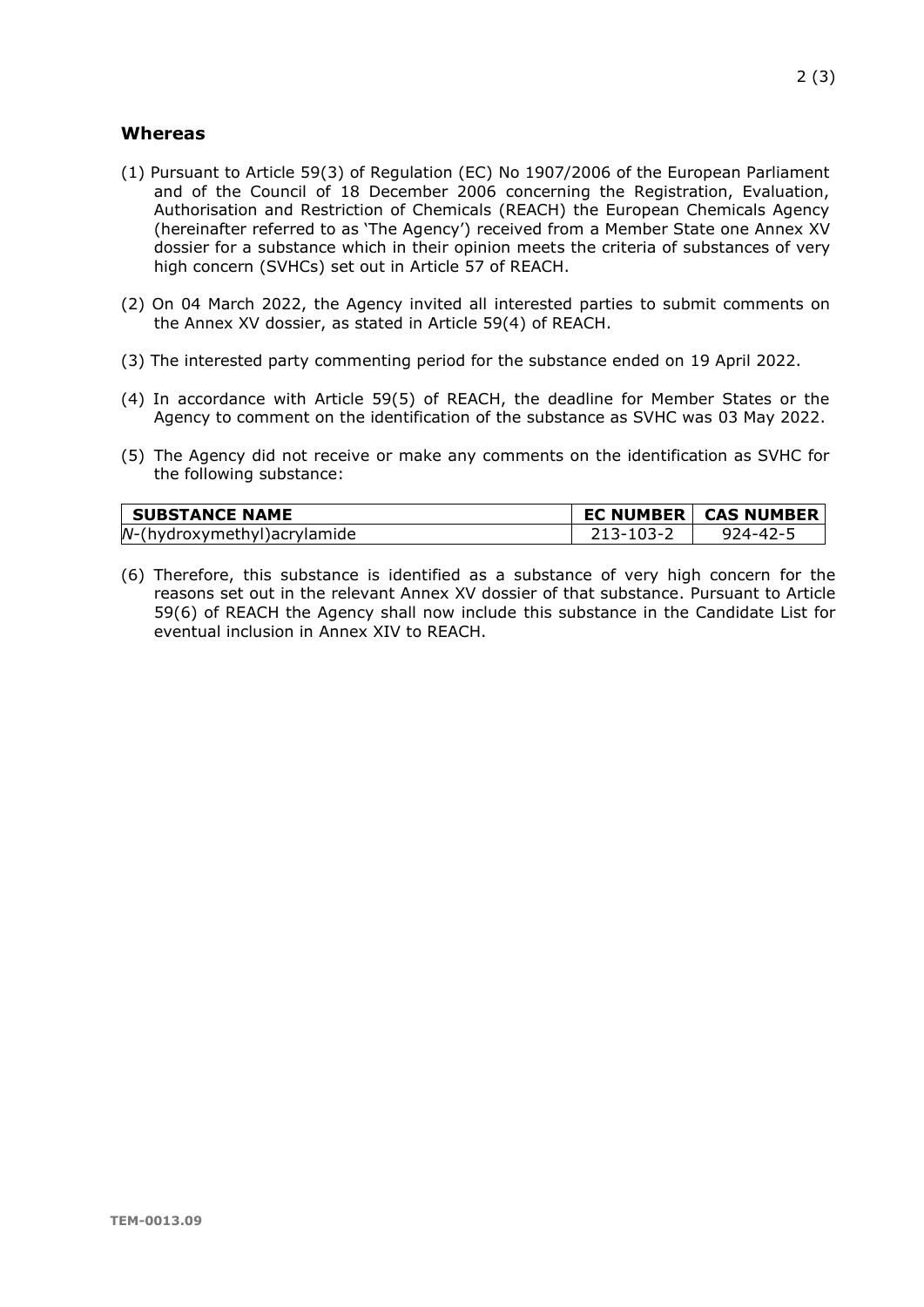## Whereas

(1) Pursuant to Article 59(3) of Regulation (EC) No 1907/2006 of the European Parliament and of the Council of 18 December 2006 concerning the Registration, Evaluation, Authorisation and Restriction of Chemicals (REACH) the European Chemicals Agency (hereinafter referred to as 'The Agency') received from a Member State one Annex XV dossier for a substance which in their opinion meets the criteria of substances of very high concern (SVHCs) set out in Article 57 of REACH.

(2) On 04 March 2022, the Agency invited all interested parties to submit comments on the Annex XV dossier, as stated in Article 59(4) of REACH.

(3) The interested party commenting period for the substance ended on 19 April 2022.

(4) In accordance with Article 59(5) of REACH, the deadline for Member States or the Agency to comment on the identification of the substance as SVHC was 03 May 2022.

(5) The Agency did not receive or make any comments on the identification as SVHC for the following substance:

| SUBSTANCE NAME | EC NUMBER | CAS NUMBER |
|---|---|---|
| *N*-(hydroxymethyl)acrylamide | 213-103-2 | 924-42-5 |

(6) Therefore, this substance is identified as a substance of very high concern for the reasons set out in the relevant Annex XV dossier of that substance. Pursuant to Article 59(6) of REACH the Agency shall now include this substance in the Candidate List for eventual inclusion in Annex XIV to REACH.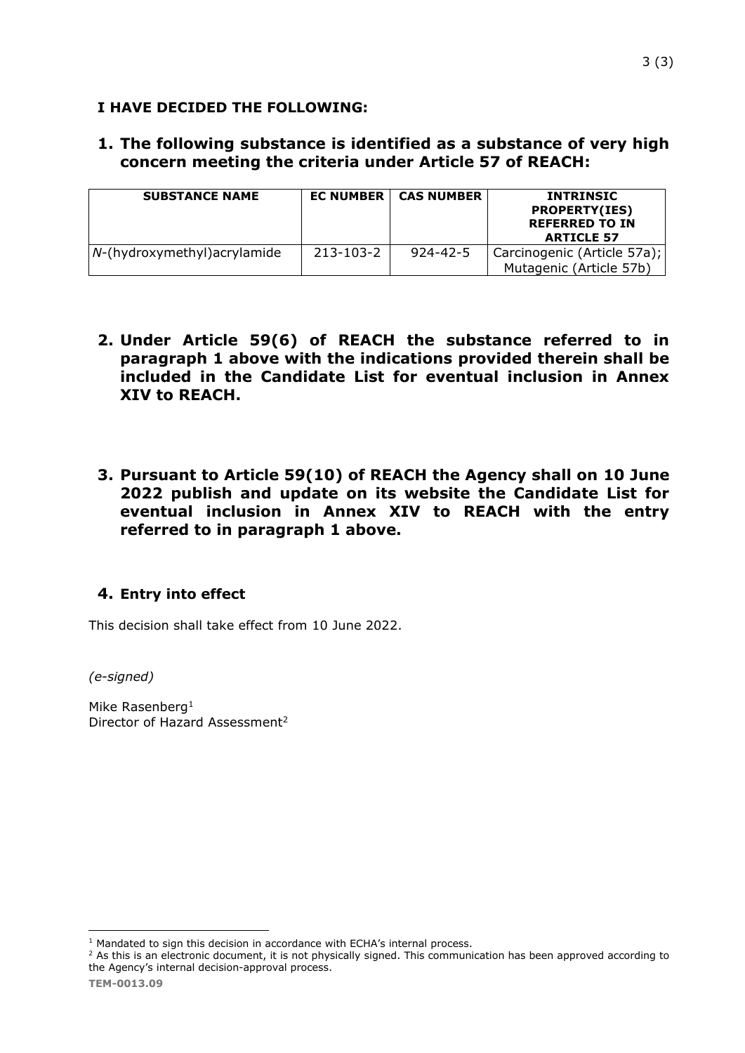**I HAVE DECIDED THE FOLLOWING:**

**1. The following substance is identified as a substance of very high concern meeting the criteria under Article 57 of REACH:**

| SUBSTANCE NAME | EC NUMBER | CAS NUMBER | INTRINSIC PROPERTY(IES) REFERRED TO IN ARTICLE 57 |
|---|---|---|---|
| *N*-(hydroxymethyl)acrylamide | 213-103-2 | 924-42-5 | Carcinogenic (Article 57a); Mutagenic (Article 57b) |

**2. Under Article 59(6) of REACH the substance referred to in paragraph 1 above with the indications provided therein shall be included in the Candidate List for eventual inclusion in Annex XIV to REACH.**

**3. Pursuant to Article 59(10) of REACH the Agency shall on 10 June 2022 publish and update on its website the Candidate List for eventual inclusion in Annex XIV to REACH with the entry referred to in paragraph 1 above.**

**4. Entry into effect**

This decision shall take effect from 10 June 2022.

*(e-signed)*

Mike Rasenberg[1]
Director of Hazard Assessment[2]

[1] Mandated to sign this decision in accordance with ECHA's internal process.

[2] As this is an electronic document, it is not physically signed. This communication has been approved according to the Agency's internal decision-approval process.

**TEM-0013.09**